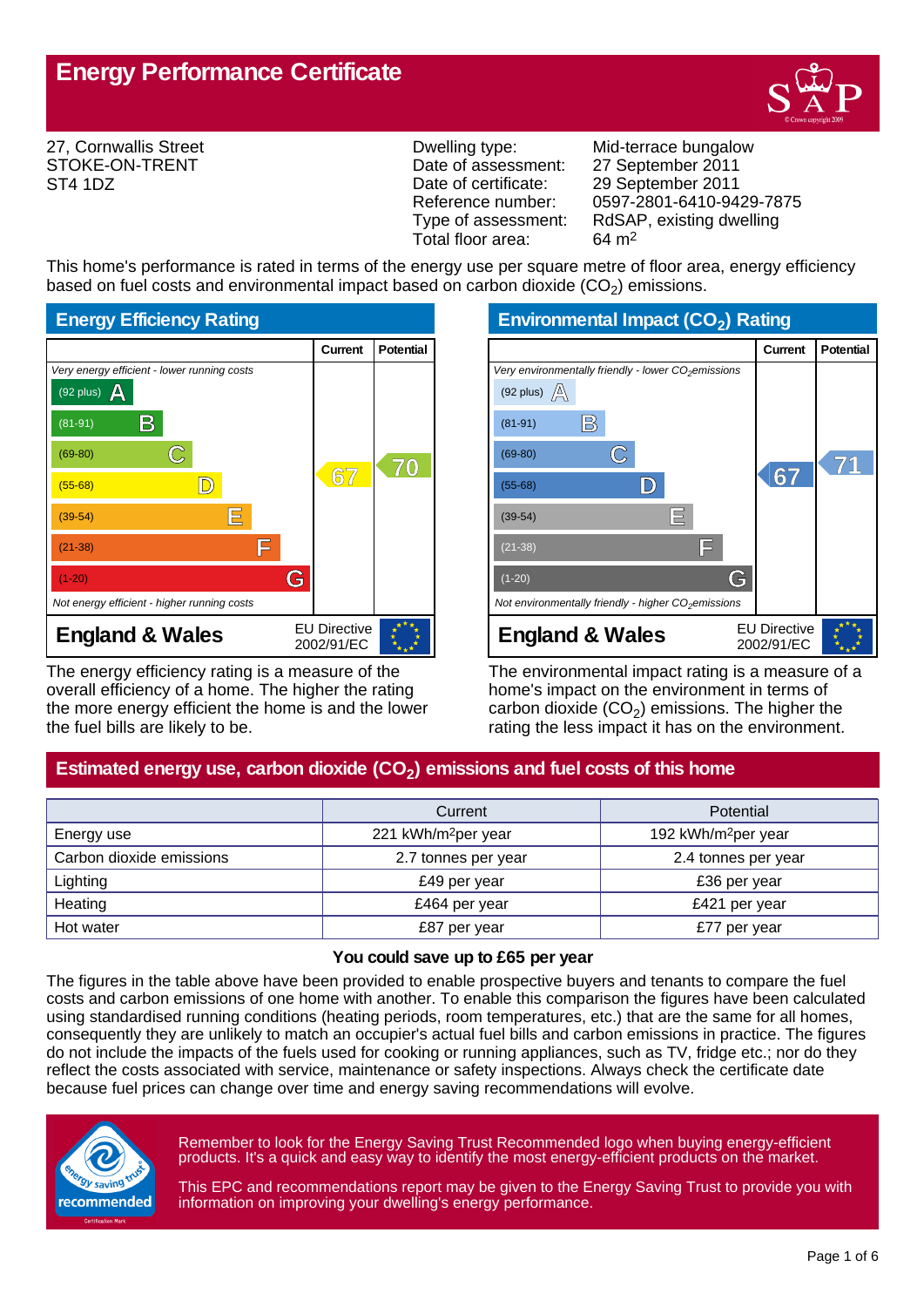# Energy Performance Certificate

27, Cornwallis Street
STOKE-ON-TRENT
ST4 1DZ

| | |
|---|---|
| Dwelling type: | Mid-terrace bungalow |
| Date of assessment: | 27 September 2011 |
| Date of certificate: | 29 September 2011 |
| Reference number: | 0597-2801-6410-9429-7875 |
| Type of assessment: | RdSAP, existing dwelling |
| Total floor area: | 64 m$^2$ |

This home's performance is rated in terms of the energy use per square metre of floor area, energy efficiency based on fuel costs and environmental impact based on carbon dioxide ($CO_2$) emissions.

## Energy Efficiency Rating

| | Current | Potential |
|---|---|---|
| *Very energy efficient - lower running costs* | | |
| (92 plus) A | | |
| (81-91) B | | |
| (69-80) C | | 70 |
| (55-68) D | 67 | |
| (39-54) E | | |
| (21-38) F | | |
| (1-20) G | | |
| *Not energy efficient - higher running costs* | | |
| England & Wales — EU Directive 2002/91/EC | | |

The energy efficiency rating is a measure of the overall efficiency of a home. The higher the rating the more energy efficient the home is and the lower the fuel bills are likely to be.

## Environmental Impact ($CO_2$) Rating

| | Current | Potential |
|---|---|---|
| *Very environmentally friendly - lower $CO_2$ emissions* | | |
| (92 plus) A | | |
| (81-91) B | | |
| (69-80) C | | 71 |
| (55-68) D | 67 | |
| (39-54) E | | |
| (21-38) F | | |
| (1-20) G | | |
| *Not environmentally friendly - higher $CO_2$ emissions* | | |
| England & Wales — EU Directive 2002/91/EC | | |

The environmental impact rating is a measure of a home's impact on the environment in terms of carbon dioxide ($CO_2$) emissions. The higher the rating the less impact it has on the environment.

## Estimated energy use, carbon dioxide ($CO_2$) emissions and fuel costs of this home

| | Current | Potential |
|---|---|---|
| Energy use | 221 kWh/m$^2$ per year | 192 kWh/m$^2$ per year |
| Carbon dioxide emissions | 2.7 tonnes per year | 2.4 tonnes per year |
| Lighting | £49 per year | £36 per year |
| Heating | £464 per year | £421 per year |
| Hot water | £87 per year | £77 per year |

**You could save up to £65 per year**

The figures in the table above have been provided to enable prospective buyers and tenants to compare the fuel costs and carbon emissions of one home with another. To enable this comparison the figures have been calculated using standardised running conditions (heating periods, room temperatures, etc.) that are the same for all homes, consequently they are unlikely to match an occupier's actual fuel bills and carbon emissions in practice. The figures do not include the impacts of the fuels used for cooking or running appliances, such as TV, fridge etc.; nor do they reflect the costs associated with service, maintenance or safety inspections. Always check the certificate date because fuel prices can change over time and energy saving recommendations will evolve.

Remember to look for the Energy Saving Trust Recommended logo when buying energy-efficient products. It's a quick and easy way to identify the most energy-efficient products on the market.

This EPC and recommendations report may be given to the Energy Saving Trust to provide you with information on improving your dwelling's energy performance.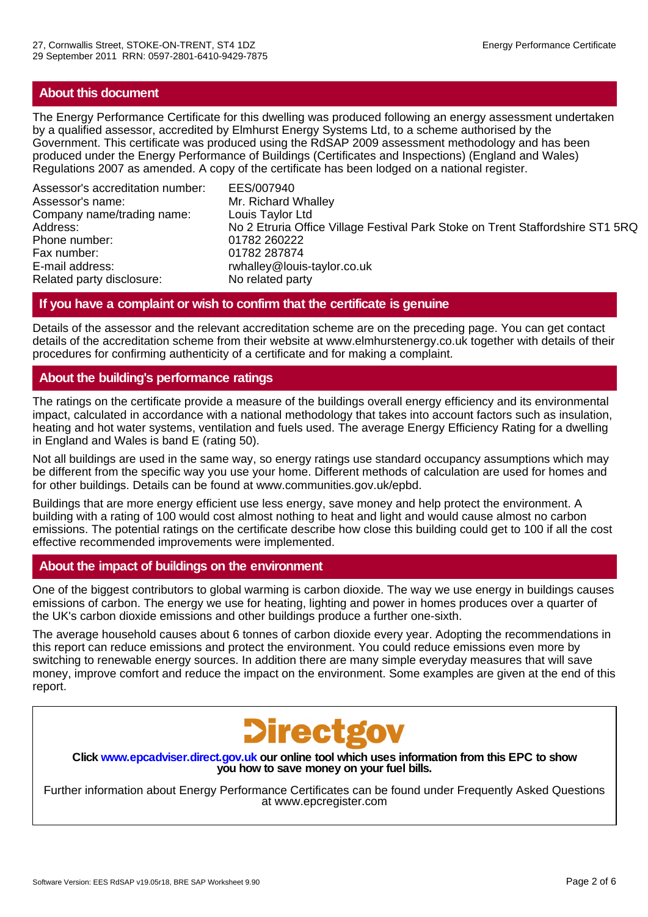## About this document

The Energy Performance Certificate for this dwelling was produced following an energy assessment undertaken by a qualified assessor, accredited by Elmhurst Energy Systems Ltd, to a scheme authorised by the Government. This certificate was produced using the RdSAP 2009 assessment methodology and has been produced under the Energy Performance of Buildings (Certificates and Inspections) (England and Wales) Regulations 2007 as amended. A copy of the certificate has been lodged on a national register.

| | |
|---|---|
| Assessor's accreditation number: | EES/007940 |
| Assessor's name: | Mr. Richard Whalley |
| Company name/trading name: | Louis Taylor Ltd |
| Address: | No 2 Etruria Office Village Festival Park Stoke on Trent Staffordshire ST1 5RQ |
| Phone number: | 01782 260222 |
| Fax number: | 01782 287874 |
| E-mail address: | rwhalley@louis-taylor.co.uk |
| Related party disclosure: | No related party |

## If you have a complaint or wish to confirm that the certificate is genuine

Details of the assessor and the relevant accreditation scheme are on the preceding page. You can get contact details of the accreditation scheme from their website at www.elmhurstenergy.co.uk together with details of their procedures for confirming authenticity of a certificate and for making a complaint.

## About the building's performance ratings

The ratings on the certificate provide a measure of the buildings overall energy efficiency and its environmental impact, calculated in accordance with a national methodology that takes into account factors such as insulation, heating and hot water systems, ventilation and fuels used. The average Energy Efficiency Rating for a dwelling in England and Wales is band E (rating 50).

Not all buildings are used in the same way, so energy ratings use standard occupancy assumptions which may be different from the specific way you use your home. Different methods of calculation are used for homes and for other buildings. Details can be found at www.communities.gov.uk/epbd.

Buildings that are more energy efficient use less energy, save money and help protect the environment. A building with a rating of 100 would cost almost nothing to heat and light and would cause almost no carbon emissions. The potential ratings on the certificate describe how close this building could get to 100 if all the cost effective recommended improvements were implemented.

## About the impact of buildings on the environment

One of the biggest contributors to global warming is carbon dioxide. The way we use energy in buildings causes emissions of carbon. The energy we use for heating, lighting and power in homes produces over a quarter of the UK's carbon dioxide emissions and other buildings produce a further one-sixth.

The average household causes about 6 tonnes of carbon dioxide every year. Adopting the recommendations in this report can reduce emissions and protect the environment. You could reduce emissions even more by switching to renewable energy sources. In addition there are many simple everyday measures that will save money, improve comfort and reduce the impact on the environment. Some examples are given at the end of this report.

Directgov

**Click www.epcadviser.direct.gov.uk our online tool which uses information from this EPC to show you how to save money on your fuel bills.**

Further information about Energy Performance Certificates can be found under Frequently Asked Questions at www.epcregister.com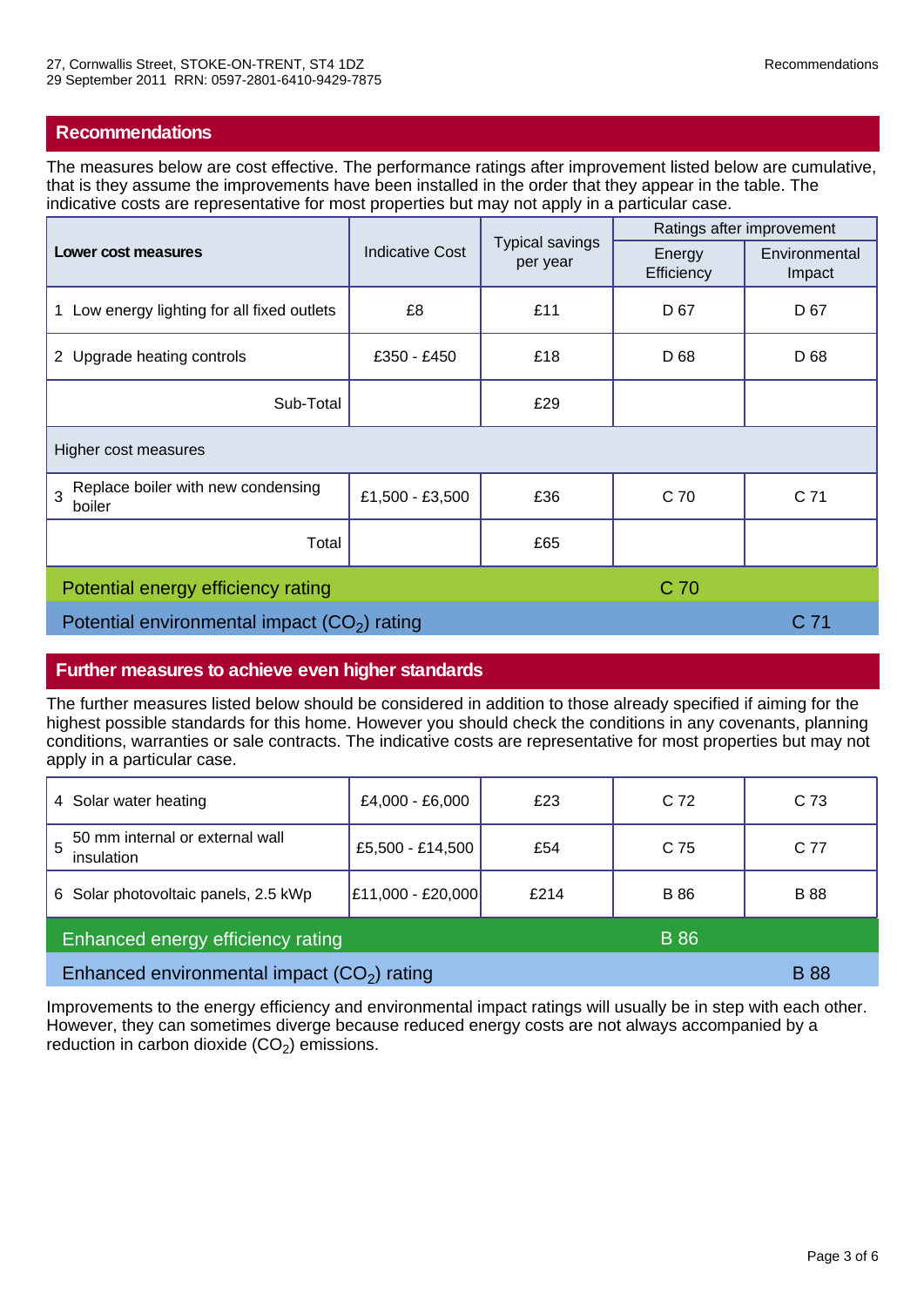## Recommendations

The measures below are cost effective. The performance ratings after improvement listed below are cumulative, that is they assume the improvements have been installed in the order that they appear in the table. The indicative costs are representative for most properties but may not apply in a particular case.

| **Lower cost measures** | Indicative Cost | Typical savings per year | Ratings after improvement | |
|---|---|---|---|---|
| | | | Energy Efficiency | Environmental Impact |
| 1 Low energy lighting for all fixed outlets | £8 | £11 | D 67 | D 67 |
| 2 Upgrade heating controls | £350 - £450 | £18 | D 68 | D 68 |
| Sub-Total | | £29 | | |
| Higher cost measures | | | | |
| 3 Replace boiler with new condensing boiler | £1,500 - £3,500 | £36 | C 70 | C 71 |
| Total | | £65 | | |
| Potential energy efficiency rating | | | C 70 | |
| Potential environmental impact ($CO_2$) rating | | | | C 71 |

## Further measures to achieve even higher standards

The further measures listed below should be considered in addition to those already specified if aiming for the highest possible standards for this home. However you should check the conditions in any covenants, planning conditions, warranties or sale contracts. The indicative costs are representative for most properties but may not apply in a particular case.

| Measure | Indicative Cost | Typical savings per year | Energy Efficiency | Environmental Impact |
|---|---|---|---|---|
| 4 Solar water heating | £4,000 - £6,000 | £23 | C 72 | C 73 |
| 5 50 mm internal or external wall insulation | £5,500 - £14,500 | £54 | C 75 | C 77 |
| 6 Solar photovoltaic panels, 2.5 kWp | £11,000 - £20,000 | £214 | B 86 | B 88 |
| Enhanced energy efficiency rating | | | B 86 | |
| Enhanced environmental impact ($CO_2$) rating | | | | B 88 |

Improvements to the energy efficiency and environmental impact ratings will usually be in step with each other. However, they can sometimes diverge because reduced energy costs are not always accompanied by a reduction in carbon dioxide ($CO_2$) emissions.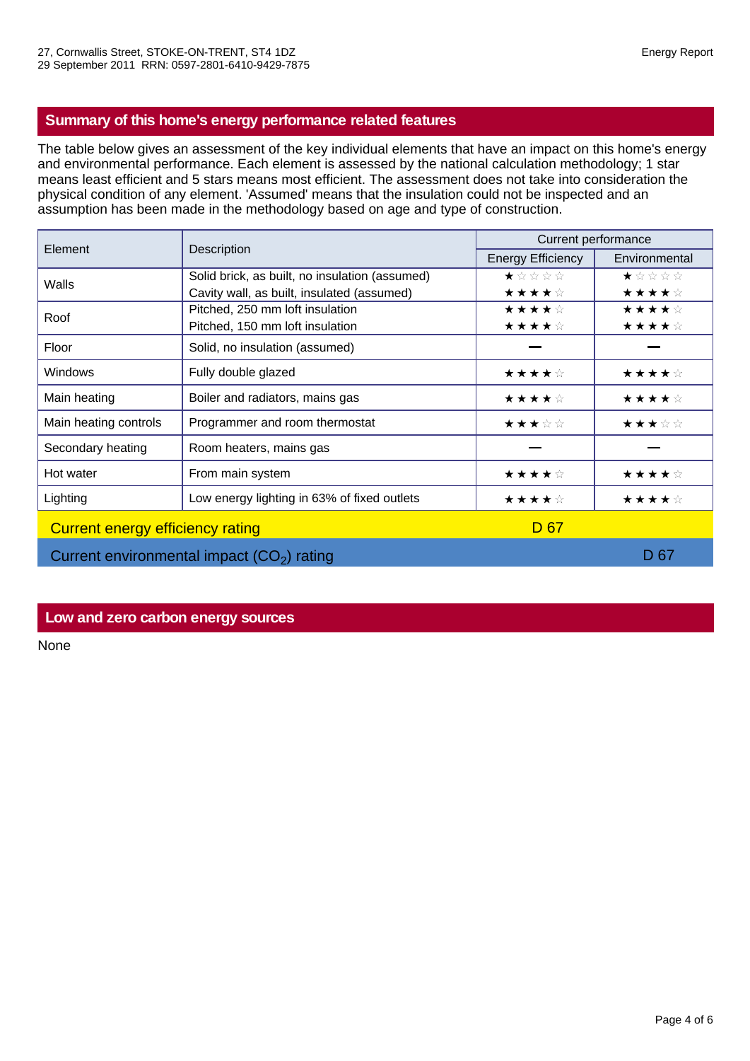## Summary of this home's energy performance related features

The table below gives an assessment of the key individual elements that have an impact on this home's energy and environmental performance. Each element is assessed by the national calculation methodology; 1 star means least efficient and 5 stars means most efficient. The assessment does not take into consideration the physical condition of any element. 'Assumed' means that the insulation could not be inspected and an assumption has been made in the methodology based on age and type of construction.

| Element | Description | Current performance | |
|---|---|---|---|
| | | Energy Efficiency | Environmental |
| Walls | Solid brick, as built, no insulation (assumed) | ★☆☆☆☆ | ★☆☆☆☆ |
| | Cavity wall, as built, insulated (assumed) | ★★★★☆ | ★★★★☆ |
| Roof | Pitched, 250 mm loft insulation | ★★★★☆ | ★★★★☆ |
| | Pitched, 150 mm loft insulation | ★★★★☆ | ★★★★☆ |
| Floor | Solid, no insulation (assumed) | — | — |
| Windows | Fully double glazed | ★★★★☆ | ★★★★☆ |
| Main heating | Boiler and radiators, mains gas | ★★★★☆ | ★★★★☆ |
| Main heating controls | Programmer and room thermostat | ★★★☆☆ | ★★★☆☆ |
| Secondary heating | Room heaters, mains gas | — | — |
| Hot water | From main system | ★★★★☆ | ★★★★☆ |
| Lighting | Low energy lighting in 63% of fixed outlets | ★★★★☆ | ★★★★☆ |

Current energy efficiency rating: D 67

Current environmental impact ($CO_2$) rating: D 67

## Low and zero carbon energy sources

None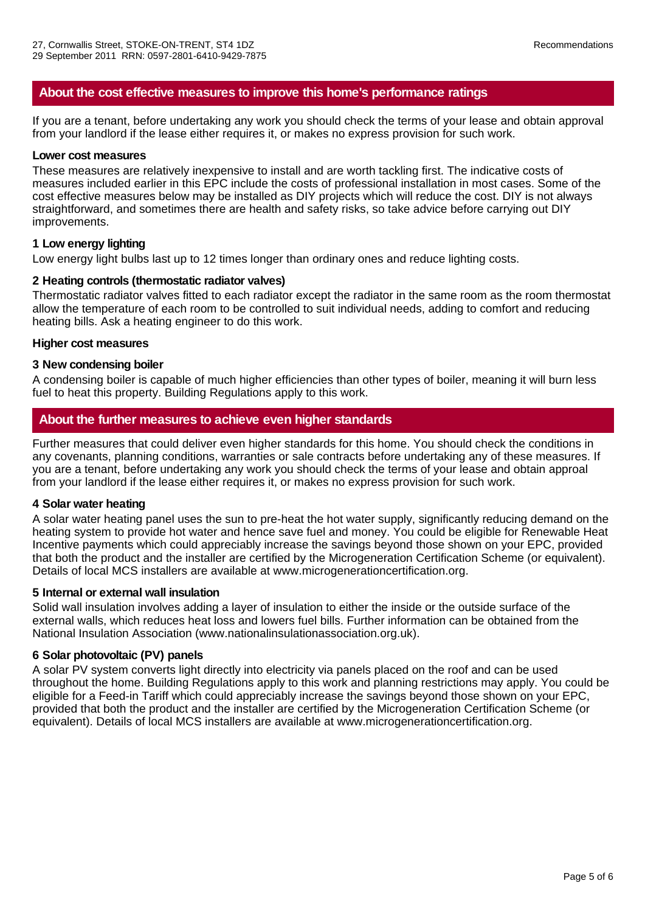## About the cost effective measures to improve this home's performance ratings

If you are a tenant, before undertaking any work you should check the terms of your lease and obtain approval from your landlord if the lease either requires it, or makes no express provision for such work.

**Lower cost measures**

These measures are relatively inexpensive to install and are worth tackling first. The indicative costs of measures included earlier in this EPC include the costs of professional installation in most cases. Some of the cost effective measures below may be installed as DIY projects which will reduce the cost. DIY is not always straightforward, and sometimes there are health and safety risks, so take advice before carrying out DIY improvements.

**1 Low energy lighting**

Low energy light bulbs last up to 12 times longer than ordinary ones and reduce lighting costs.

**2 Heating controls (thermostatic radiator valves)**

Thermostatic radiator valves fitted to each radiator except the radiator in the same room as the room thermostat allow the temperature of each room to be controlled to suit individual needs, adding to comfort and reducing heating bills. Ask a heating engineer to do this work.

**Higher cost measures**

**3 New condensing boiler**

A condensing boiler is capable of much higher efficiencies than other types of boiler, meaning it will burn less fuel to heat this property. Building Regulations apply to this work.

## About the further measures to achieve even higher standards

Further measures that could deliver even higher standards for this home. You should check the conditions in any covenants, planning conditions, warranties or sale contracts before undertaking any of these measures. If you are a tenant, before undertaking any work you should check the terms of your lease and obtain approal from your landlord if the lease either requires it, or makes no express provision for such work.

**4 Solar water heating**

A solar water heating panel uses the sun to pre-heat the hot water supply, significantly reducing demand on the heating system to provide hot water and hence save fuel and money. You could be eligible for Renewable Heat Incentive payments which could appreciably increase the savings beyond those shown on your EPC, provided that both the product and the installer are certified by the Microgeneration Certification Scheme (or equivalent). Details of local MCS installers are available at www.microgenerationcertification.org.

**5 Internal or external wall insulation**

Solid wall insulation involves adding a layer of insulation to either the inside or the outside surface of the external walls, which reduces heat loss and lowers fuel bills. Further information can be obtained from the National Insulation Association (www.nationalinsulationassociation.org.uk).

**6 Solar photovoltaic (PV) panels**

A solar PV system converts light directly into electricity via panels placed on the roof and can be used throughout the home. Building Regulations apply to this work and planning restrictions may apply. You could be eligible for a Feed-in Tariff which could appreciably increase the savings beyond those shown on your EPC, provided that both the product and the installer are certified by the Microgeneration Certification Scheme (or equivalent). Details of local MCS installers are available at www.microgenerationcertification.org.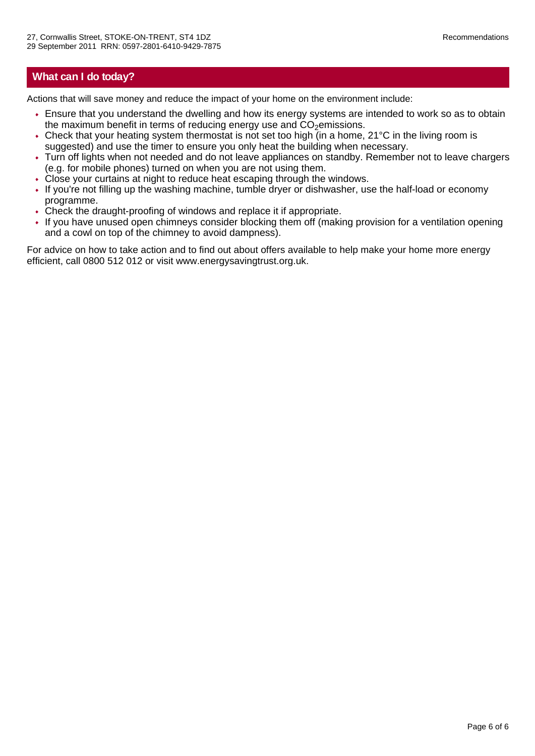## What can I do today?

Actions that will save money and reduce the impact of your home on the environment include:

- Ensure that you understand the dwelling and how its energy systems are intended to work so as to obtain the maximum benefit in terms of reducing energy use and $CO_2$ emissions.
- Check that your heating system thermostat is not set too high (in a home, 21°C in the living room is suggested) and use the timer to ensure you only heat the building when necessary.
- Turn off lights when not needed and do not leave appliances on standby. Remember not to leave chargers (e.g. for mobile phones) turned on when you are not using them.
- Close your curtains at night to reduce heat escaping through the windows.
- If you're not filling up the washing machine, tumble dryer or dishwasher, use the half-load or economy programme.
- Check the draught-proofing of windows and replace it if appropriate.
- If you have unused open chimneys consider blocking them off (making provision for a ventilation opening and a cowl on top of the chimney to avoid dampness).

For advice on how to take action and to find out about offers available to help make your home more energy efficient, call 0800 512 012 or visit www.energysavingtrust.org.uk.